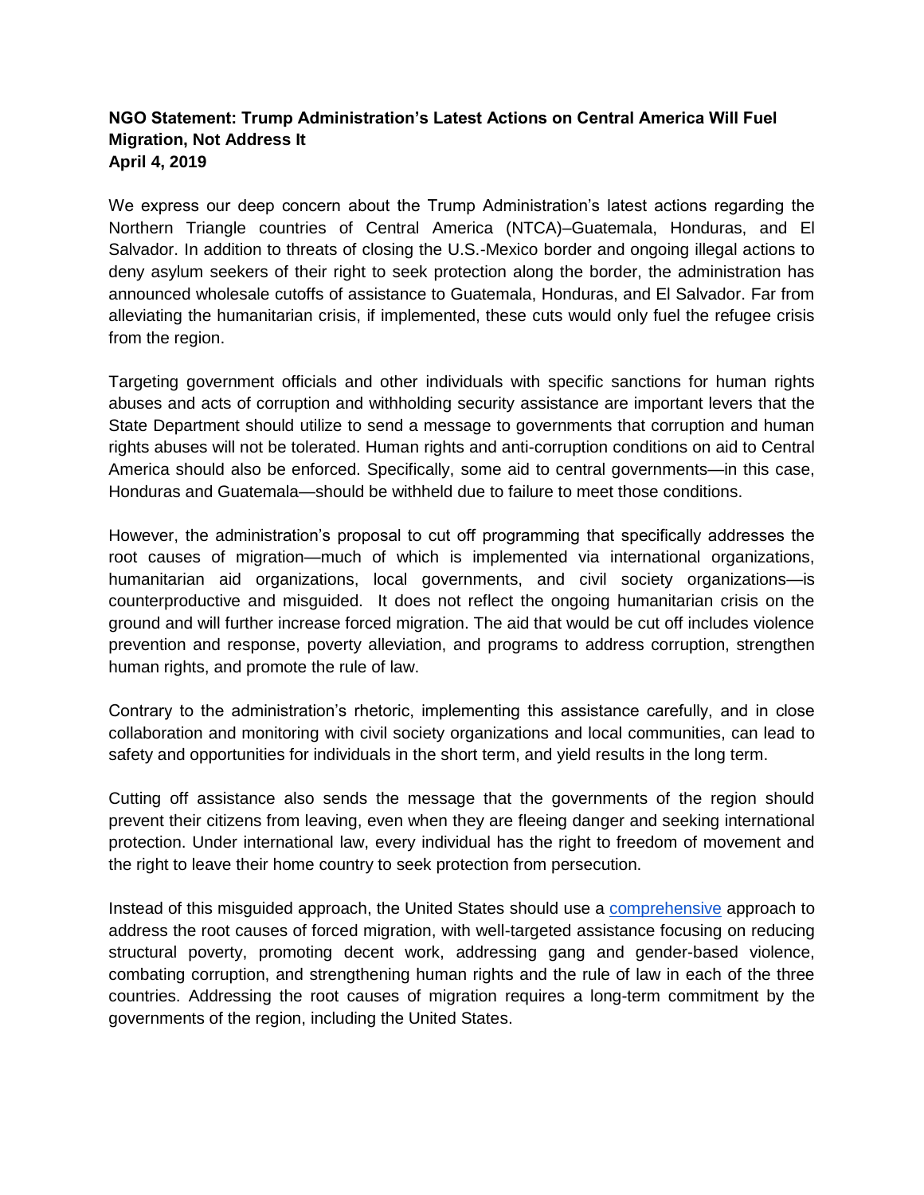**NGO Statement: Trump Administration's Latest Actions on Central America Will Fuel Migration, Not Address It**
**April 4, 2019**

We express our deep concern about the Trump Administration's latest actions regarding the Northern Triangle countries of Central America (NTCA)–Guatemala, Honduras, and El Salvador. In addition to threats of closing the U.S.-Mexico border and ongoing illegal actions to deny asylum seekers of their right to seek protection along the border, the administration has announced wholesale cutoffs of assistance to Guatemala, Honduras, and El Salvador. Far from alleviating the humanitarian crisis, if implemented, these cuts would only fuel the refugee crisis from the region.

Targeting government officials and other individuals with specific sanctions for human rights abuses and acts of corruption and withholding security assistance are important levers that the State Department should utilize to send a message to governments that corruption and human rights abuses will not be tolerated. Human rights and anti-corruption conditions on aid to Central America should also be enforced. Specifically, some aid to central governments—in this case, Honduras and Guatemala—should be withheld due to failure to meet those conditions.

However, the administration's proposal to cut off programming that specifically addresses the root causes of migration—much of which is implemented via international organizations, humanitarian aid organizations, local governments, and civil society organizations—is counterproductive and misguided. It does not reflect the ongoing humanitarian crisis on the ground and will further increase forced migration. The aid that would be cut off includes violence prevention and response, poverty alleviation, and programs to address corruption, strengthen human rights, and promote the rule of law.

Contrary to the administration's rhetoric, implementing this assistance carefully, and in close collaboration and monitoring with civil society organizations and local communities, can lead to safety and opportunities for individuals in the short term, and yield results in the long term.

Cutting off assistance also sends the message that the governments of the region should prevent their citizens from leaving, even when they are fleeing danger and seeking international protection. Under international law, every individual has the right to freedom of movement and the right to leave their home country to seek protection from persecution.

Instead of this misguided approach, the United States should use a comprehensive approach to address the root causes of forced migration, with well-targeted assistance focusing on reducing structural poverty, promoting decent work, addressing gang and gender-based violence, combating corruption, and strengthening human rights and the rule of law in each of the three countries. Addressing the root causes of migration requires a long-term commitment by the governments of the region, including the United States.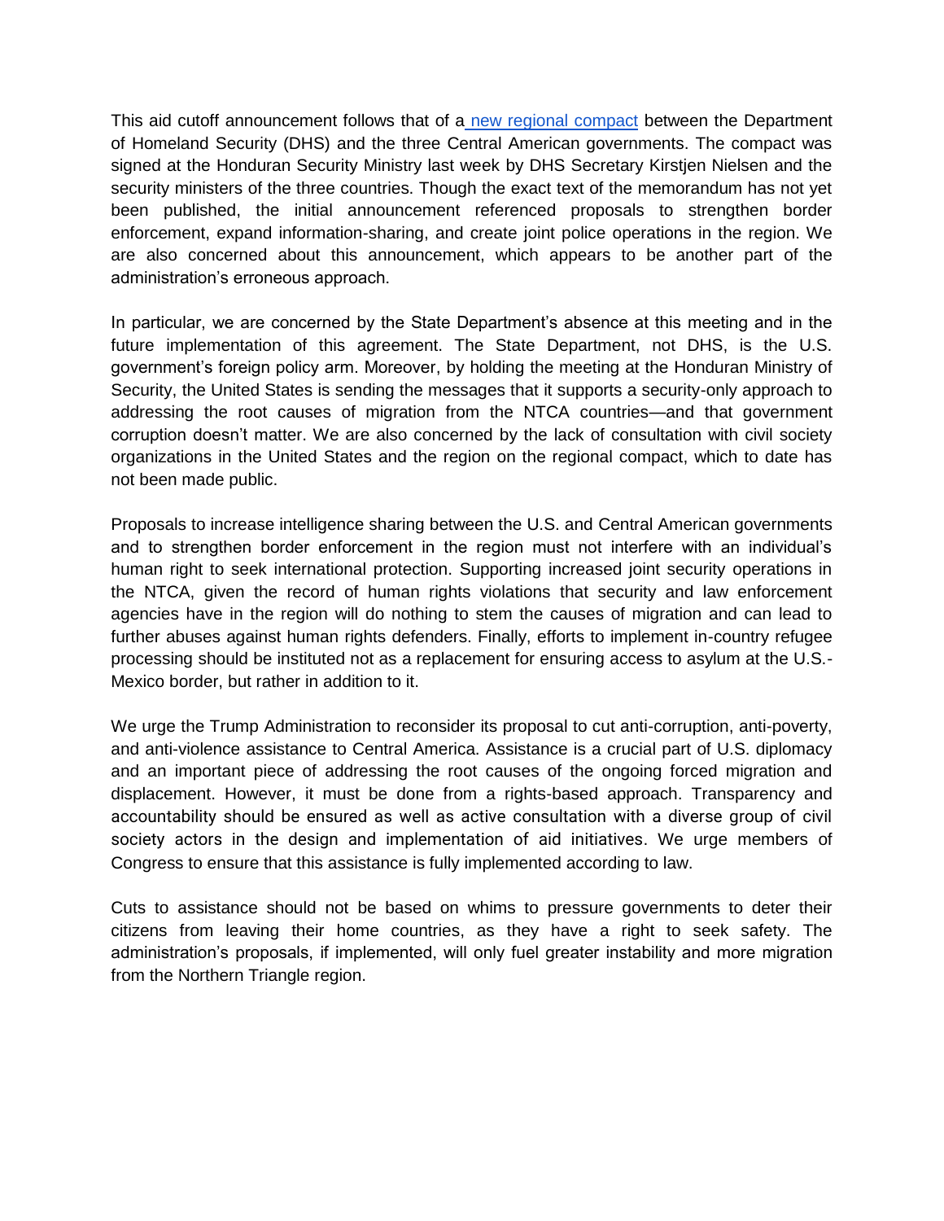This aid cutoff announcement follows that of a new regional compact between the Department of Homeland Security (DHS) and the three Central American governments. The compact was signed at the Honduran Security Ministry last week by DHS Secretary Kirstjen Nielsen and the security ministers of the three countries. Though the exact text of the memorandum has not yet been published, the initial announcement referenced proposals to strengthen border enforcement, expand information-sharing, and create joint police operations in the region. We are also concerned about this announcement, which appears to be another part of the administration's erroneous approach.

In particular, we are concerned by the State Department's absence at this meeting and in the future implementation of this agreement. The State Department, not DHS, is the U.S. government's foreign policy arm. Moreover, by holding the meeting at the Honduran Ministry of Security, the United States is sending the messages that it supports a security-only approach to addressing the root causes of migration from the NTCA countries—and that government corruption doesn't matter. We are also concerned by the lack of consultation with civil society organizations in the United States and the region on the regional compact, which to date has not been made public.

Proposals to increase intelligence sharing between the U.S. and Central American governments and to strengthen border enforcement in the region must not interfere with an individual's human right to seek international protection. Supporting increased joint security operations in the NTCA, given the record of human rights violations that security and law enforcement agencies have in the region will do nothing to stem the causes of migration and can lead to further abuses against human rights defenders. Finally, efforts to implement in-country refugee processing should be instituted not as a replacement for ensuring access to asylum at the U.S.-Mexico border, but rather in addition to it.

We urge the Trump Administration to reconsider its proposal to cut anti-corruption, anti-poverty, and anti-violence assistance to Central America. Assistance is a crucial part of U.S. diplomacy and an important piece of addressing the root causes of the ongoing forced migration and displacement. However, it must be done from a rights-based approach. Transparency and accountability should be ensured as well as active consultation with a diverse group of civil society actors in the design and implementation of aid initiatives. We urge members of Congress to ensure that this assistance is fully implemented according to law.

Cuts to assistance should not be based on whims to pressure governments to deter their citizens from leaving their home countries, as they have a right to seek safety. The administration's proposals, if implemented, will only fuel greater instability and more migration from the Northern Triangle region.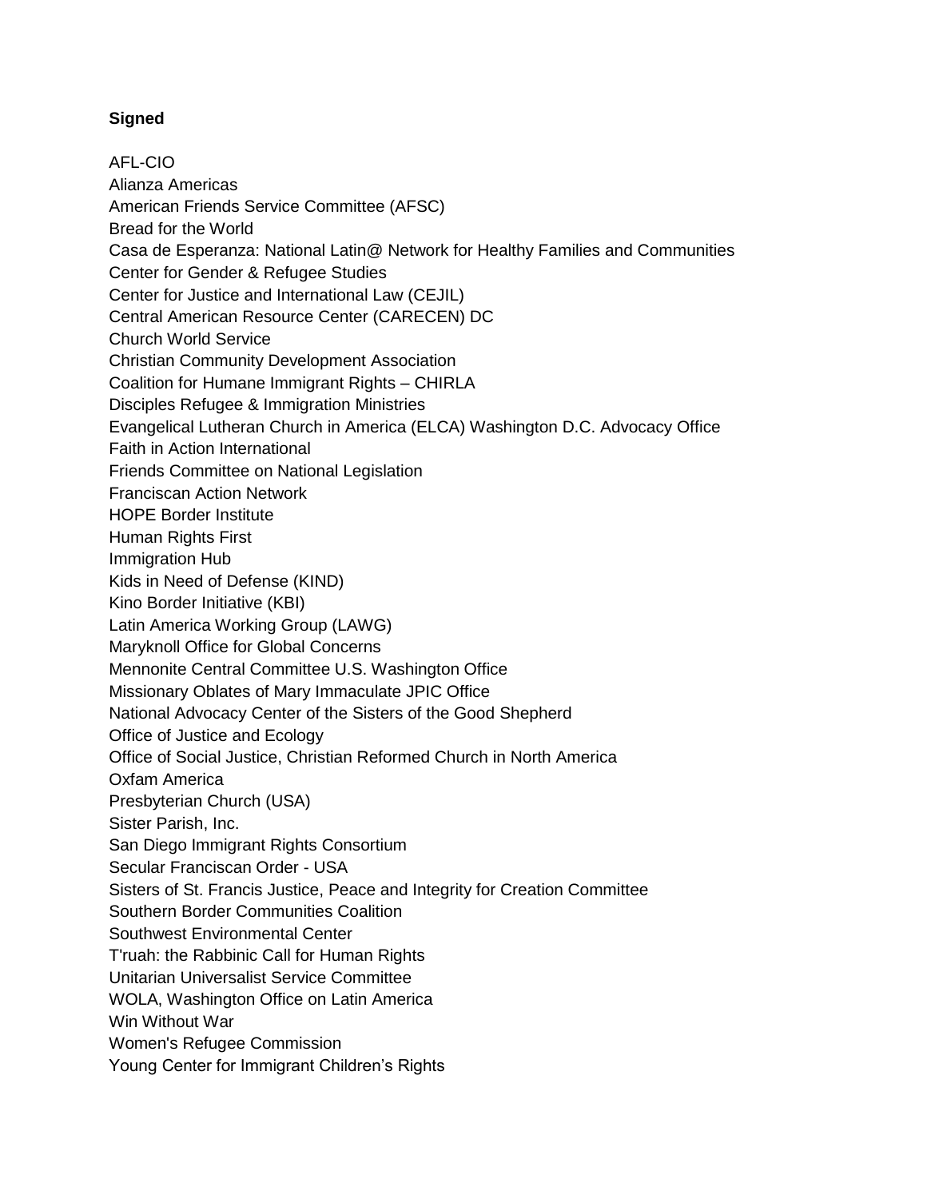**Signed**

AFL-CIO
Alianza Americas
American Friends Service Committee (AFSC)
Bread for the World
Casa de Esperanza: National Latin@ Network for Healthy Families and Communities
Center for Gender & Refugee Studies
Center for Justice and International Law (CEJIL)
Central American Resource Center (CARECEN) DC
Church World Service
Christian Community Development Association
Coalition for Humane Immigrant Rights – CHIRLA
Disciples Refugee & Immigration Ministries
Evangelical Lutheran Church in America (ELCA) Washington D.C. Advocacy Office
Faith in Action International
Friends Committee on National Legislation
Franciscan Action Network
HOPE Border Institute
Human Rights First
Immigration Hub
Kids in Need of Defense (KIND)
Kino Border Initiative (KBI)
Latin America Working Group (LAWG)
Maryknoll Office for Global Concerns
Mennonite Central Committee U.S. Washington Office
Missionary Oblates of Mary Immaculate JPIC Office
National Advocacy Center of the Sisters of the Good Shepherd
Office of Justice and Ecology
Office of Social Justice, Christian Reformed Church in North America
Oxfam America
Presbyterian Church (USA)
Sister Parish, Inc.
San Diego Immigrant Rights Consortium
Secular Franciscan Order - USA
Sisters of St. Francis Justice, Peace and Integrity for Creation Committee
Southern Border Communities Coalition
Southwest Environmental Center
T'ruah: the Rabbinic Call for Human Rights
Unitarian Universalist Service Committee
WOLA, Washington Office on Latin America
Win Without War
Women's Refugee Commission
Young Center for Immigrant Children's Rights